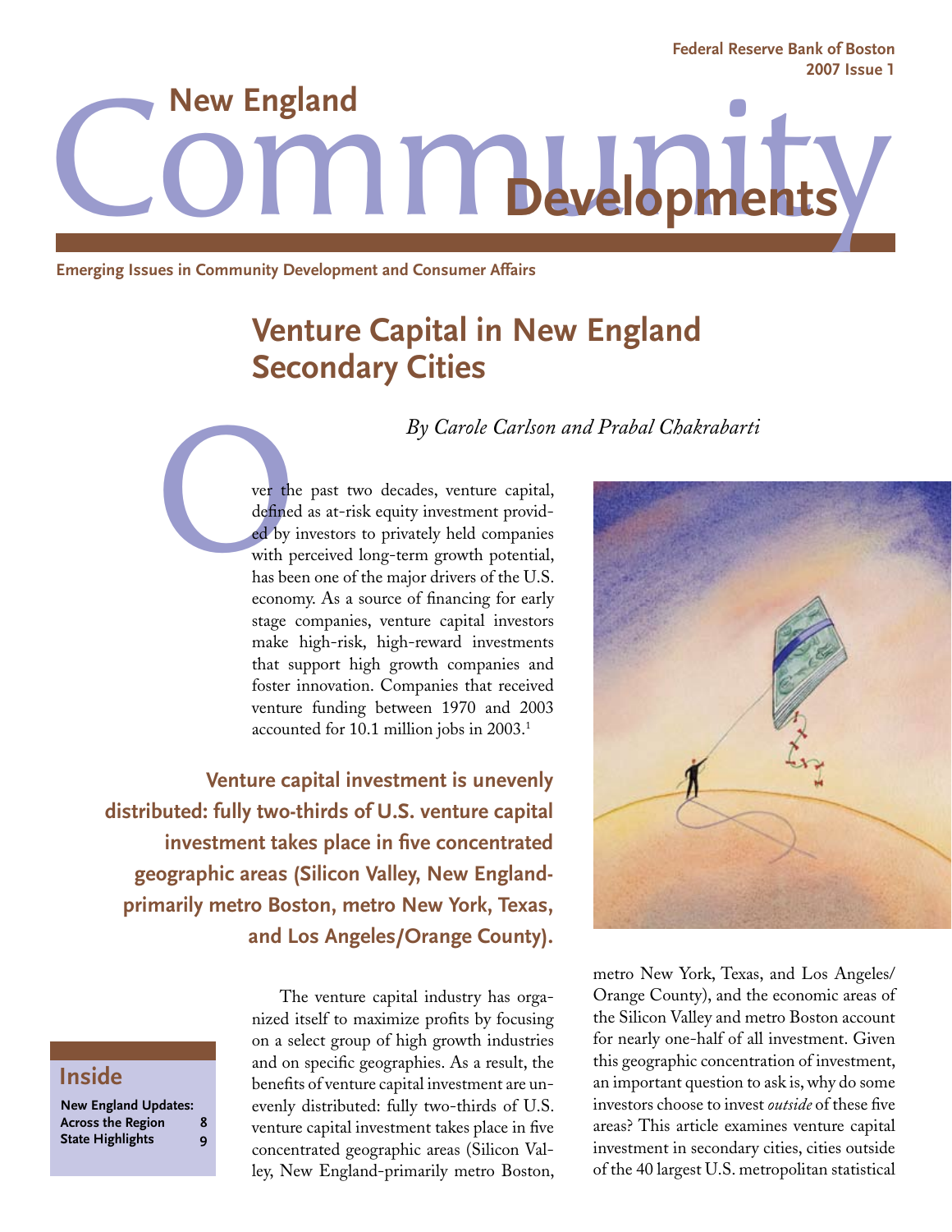Federal Reserve Bank of Boston
2007 Issue 1

# New England Community Developments

Emerging Issues in Community Development and Consumer Affairs

## Venture Capital in New England Secondary Cities

*By Carole Carlson and Prabal Chakrabarti*

Over the past two decades, venture capital, defined as at-risk equity investment provided by investors to privately held companies with perceived long-term growth potential, has been one of the major drivers of the U.S. economy. As a source of financing for early stage companies, venture capital investors make high-risk, high-reward investments that support high growth companies and foster innovation. Companies that received venture funding between 1970 and 2003 accounted for 10.1 million jobs in 2003.[1]

**Venture capital investment is unevenly distributed: fully two-thirds of U.S. venture capital investment takes place in five concentrated geographic areas (Silicon Valley, New England-primarily metro Boston, metro New York, Texas, and Los Angeles/Orange County).**

The venture capital industry has organized itself to maximize profits by focusing on a select group of high growth industries and on specific geographies. As a result, the benefits of venture capital investment are unevenly distributed: fully two-thirds of U.S. venture capital investment takes place in five concentrated geographic areas (Silicon Valley, New England-primarily metro Boston, metro New York, Texas, and Los Angeles/Orange County), and the economic areas of the Silicon Valley and metro Boston account for nearly one-half of all investment. Given this geographic concentration of investment, an important question to ask is, why do some investors choose to invest *outside* of these five areas? This article examines venture capital investment in secondary cities, cities outside of the 40 largest U.S. metropolitan statistical

**Inside**

| | |
|---|---|
| **New England Updates:** | |
| **Across the Region** | **8** |
| **State Highlights** | **9** |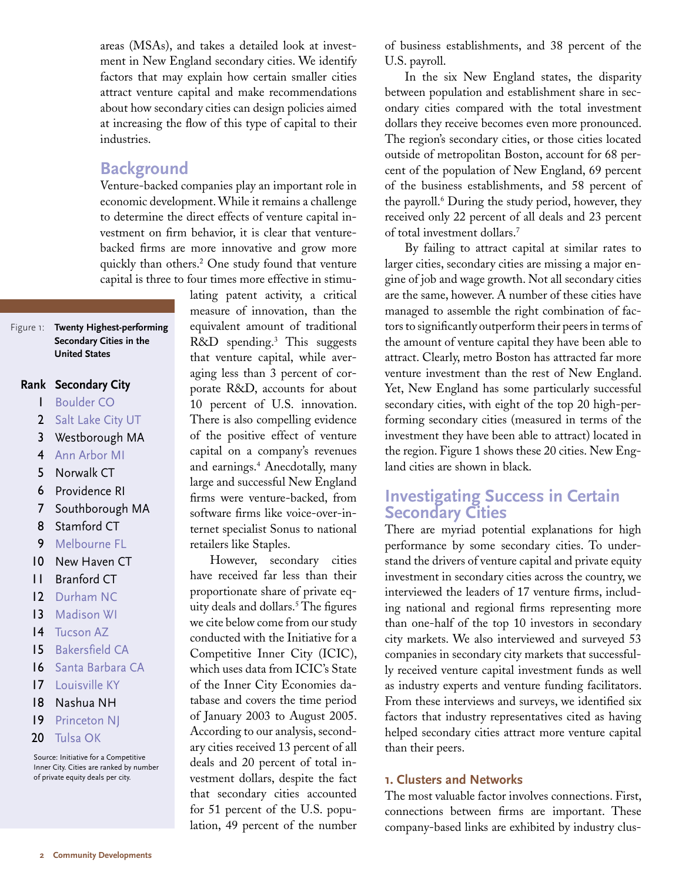areas (MSAs), and takes a detailed look at investment in New England secondary cities. We identify factors that may explain how certain smaller cities attract venture capital and make recommendations about how secondary cities can design policies aimed at increasing the flow of this type of capital to their industries.

## Background

Venture-backed companies play an important role in economic development. While it remains a challenge to determine the direct effects of venture capital investment on firm behavior, it is clear that venture-backed firms are more innovative and grow more quickly than others.[2] One study found that venture capital is three to four times more effective in stimulating patent activity, a critical measure of innovation, than the equivalent amount of traditional R&D spending.[3] This suggests that venture capital, while averaging less than 3 percent of corporate R&D, accounts for about 10 percent of U.S. innovation. There is also compelling evidence of the positive effect of venture capital on a company's revenues and earnings.[4] Anecdotally, many large and successful New England firms were venture-backed, from software firms like voice-over-internet specialist Sonus to national retailers like Staples.

However, secondary cities have received far less than their proportionate share of private equity deals and dollars.[5] The figures we cite below come from our study conducted with the Initiative for a Competitive Inner City (ICIC), which uses data from ICIC's State of the Inner City Economies database and covers the time period of January 2003 to August 2005. According to our analysis, secondary cities received 13 percent of all deals and 20 percent of total investment dollars, despite the fact that secondary cities accounted for 51 percent of the U.S. population, 49 percent of the number of business establishments, and 38 percent of the U.S. payroll.

In the six New England states, the disparity between population and establishment share in secondary cities compared with the total investment dollars they receive becomes even more pronounced. The region's secondary cities, or those cities located outside of metropolitan Boston, account for 68 percent of the population of New England, 69 percent of the business establishments, and 58 percent of the payroll.[6] During the study period, however, they received only 22 percent of all deals and 23 percent of total investment dollars.[7]

By failing to attract capital at similar rates to larger cities, secondary cities are missing a major engine of job and wage growth. Not all secondary cities are the same, however. A number of these cities have managed to assemble the right combination of factors to significantly outperform their peers in terms of the amount of venture capital they have been able to attract. Clearly, metro Boston has attracted far more venture investment than the rest of New England. Yet, New England has some particularly successful secondary cities, with eight of the top 20 high-performing secondary cities (measured in terms of the investment they have been able to attract) located in the region. Figure 1 shows these 20 cities. New England cities are shown in black.

Figure 1: **Twenty Highest-performing Secondary Cities in the United States**

| Rank | Secondary City |
|---|---|
| 1 | Boulder CO |
| 2 | Salt Lake City UT |
| 3 | Westborough MA |
| 4 | Ann Arbor MI |
| 5 | Norwalk CT |
| 6 | Providence RI |
| 7 | Southborough MA |
| 8 | Stamford CT |
| 9 | Melbourne FL |
| 10 | New Haven CT |
| 11 | Branford CT |
| 12 | Durham NC |
| 13 | Madison WI |
| 14 | Tucson AZ |
| 15 | Bakersfield CA |
| 16 | Santa Barbara CA |
| 17 | Louisville KY |
| 18 | Nashua NH |
| 19 | Princeton NJ |
| 20 | Tulsa OK |

Source: Initiative for a Competitive Inner City. Cities are ranked by number of private equity deals per city.

## Investigating Success in Certain Secondary Cities

There are myriad potential explanations for high performance by some secondary cities. To understand the drivers of venture capital and private equity investment in secondary cities across the country, we interviewed the leaders of 17 venture firms, including national and regional firms representing more than one-half of the top 10 investors in secondary city markets. We also interviewed and surveyed 53 companies in secondary city markets that successfully received venture capital investment funds as well as industry experts and venture funding facilitators. From these interviews and surveys, we identified six factors that industry representatives cited as having helped secondary cities attract more venture capital than their peers.

### 1. Clusters and Networks

The most valuable factor involves connections. First, connections between firms are important. These company-based links are exhibited by industry clus-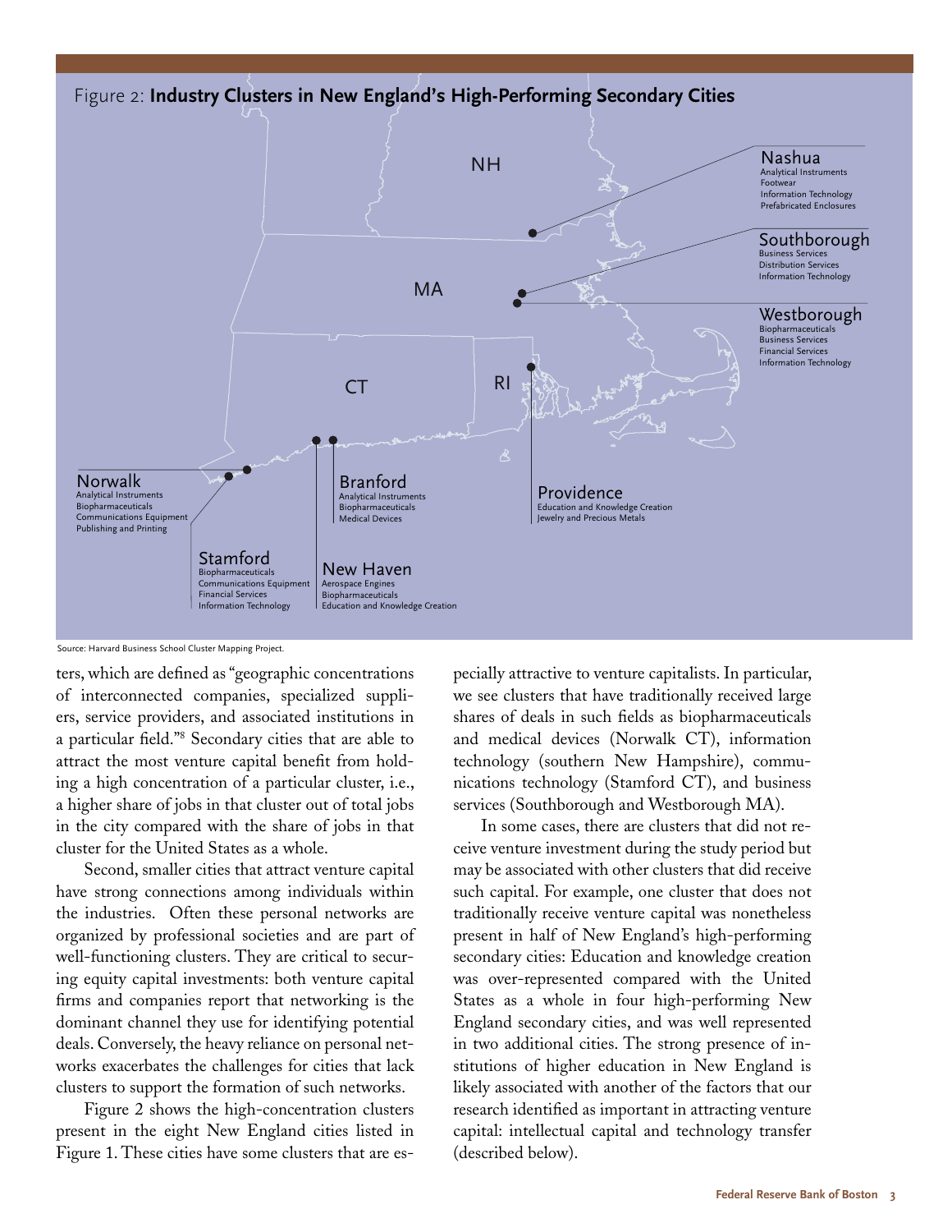Figure 2: **Industry Clusters in New England's High-Performing Secondary Cities**

**Nashua**
Analytical Instruments
Footwear
Information Technology
Prefabricated Enclosures

**Southborough**
Business Services
Distribution Services
Information Technology

**Westborough**
Biopharmaceuticals
Business Services
Financial Services
Information Technology

**Norwalk**
Analytical Instruments
Biopharmaceuticals
Communications Equipment
Publishing and Printing

**Branford**
Analytical Instruments
Biopharmaceuticals
Medical Devices

**Providence**
Education and Knowledge Creation
Jewelry and Precious Metals

**Stamford**
Biopharmaceuticals
Communications Equipment
Financial Services
Information Technology

**New Haven**
Aerospace Engines
Biopharmaceuticals
Education and Knowledge Creation

Source: Harvard Business School Cluster Mapping Project.

ters, which are defined as "geographic concentrations of interconnected companies, specialized suppliers, service providers, and associated institutions in a particular field."[8] Secondary cities that are able to attract the most venture capital benefit from holding a high concentration of a particular cluster, i.e., a higher share of jobs in that cluster out of total jobs in the city compared with the share of jobs in that cluster for the United States as a whole.

Second, smaller cities that attract venture capital have strong connections among individuals within the industries. Often these personal networks are organized by professional societies and are part of well-functioning clusters. They are critical to securing equity capital investments: both venture capital firms and companies report that networking is the dominant channel they use for identifying potential deals. Conversely, the heavy reliance on personal networks exacerbates the challenges for cities that lack clusters to support the formation of such networks.

Figure 2 shows the high-concentration clusters present in the eight New England cities listed in Figure 1. These cities have some clusters that are especially attractive to venture capitalists. In particular, we see clusters that have traditionally received large shares of deals in such fields as biopharmaceuticals and medical devices (Norwalk CT), information technology (southern New Hampshire), communications technology (Stamford CT), and business services (Southborough and Westborough MA).

In some cases, there are clusters that did not receive venture investment during the study period but may be associated with other clusters that did receive such capital. For example, one cluster that does not traditionally receive venture capital was nonetheless present in half of New England's high-performing secondary cities: Education and knowledge creation was over-represented compared with the United States as a whole in four high-performing New England secondary cities, and was well represented in two additional cities. The strong presence of institutions of higher education in New England is likely associated with another of the factors that our research identified as important in attracting venture capital: intellectual capital and technology transfer (described below).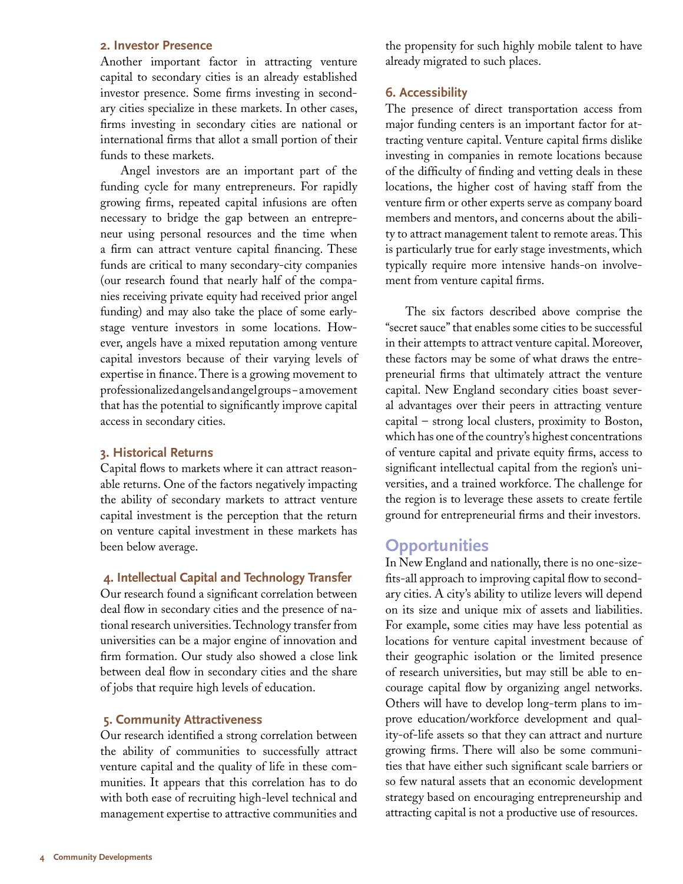### 2. Investor Presence

Another important factor in attracting venture capital to secondary cities is an already established investor presence. Some firms investing in secondary cities specialize in these markets. In other cases, firms investing in secondary cities are national or international firms that allot a small portion of their funds to these markets.

Angel investors are an important part of the funding cycle for many entrepreneurs. For rapidly growing firms, repeated capital infusions are often necessary to bridge the gap between an entrepreneur using personal resources and the time when a firm can attract venture capital financing. These funds are critical to many secondary-city companies (our research found that nearly half of the companies receiving private equity had received prior angel funding) and may also take the place of some early-stage venture investors in some locations. However, angels have a mixed reputation among venture capital investors because of their varying levels of expertise in finance. There is a growing movement to professionalized angels and angel groups – a movement that has the potential to significantly improve capital access in secondary cities.

### 3. Historical Returns

Capital flows to markets where it can attract reasonable returns. One of the factors negatively impacting the ability of secondary markets to attract venture capital investment is the perception that the return on venture capital investment in these markets has been below average.

### 4. Intellectual Capital and Technology Transfer

Our research found a significant correlation between deal flow in secondary cities and the presence of national research universities. Technology transfer from universities can be a major engine of innovation and firm formation. Our study also showed a close link between deal flow in secondary cities and the share of jobs that require high levels of education.

### 5. Community Attractiveness

Our research identified a strong correlation between the ability of communities to successfully attract venture capital and the quality of life in these communities. It appears that this correlation has to do with both ease of recruiting high-level technical and management expertise to attractive communities and the propensity for such highly mobile talent to have already migrated to such places.

### 6. Accessibility

The presence of direct transportation access from major funding centers is an important factor for attracting venture capital. Venture capital firms dislike investing in companies in remote locations because of the difficulty of finding and vetting deals in these locations, the higher cost of having staff from the venture firm or other experts serve as company board members and mentors, and concerns about the ability to attract management talent to remote areas. This is particularly true for early stage investments, which typically require more intensive hands-on involvement from venture capital firms.

The six factors described above comprise the "secret sauce" that enables some cities to be successful in their attempts to attract venture capital. Moreover, these factors may be some of what draws the entrepreneurial firms that ultimately attract the venture capital. New England secondary cities boast several advantages over their peers in attracting venture capital – strong local clusters, proximity to Boston, which has one of the country's highest concentrations of venture capital and private equity firms, access to significant intellectual capital from the region's universities, and a trained workforce. The challenge for the region is to leverage these assets to create fertile ground for entrepreneurial firms and their investors.

## Opportunities

In New England and nationally, there is no one-size-fits-all approach to improving capital flow to secondary cities. A city's ability to utilize levers will depend on its size and unique mix of assets and liabilities. For example, some cities may have less potential as locations for venture capital investment because of their geographic isolation or the limited presence of research universities, but may still be able to encourage capital flow by organizing angel networks. Others will have to develop long-term plans to improve education/workforce development and quality-of-life assets so that they can attract and nurture growing firms. There will also be some communities that have either such significant scale barriers or so few natural assets that an economic development strategy based on encouraging entrepreneurship and attracting capital is not a productive use of resources.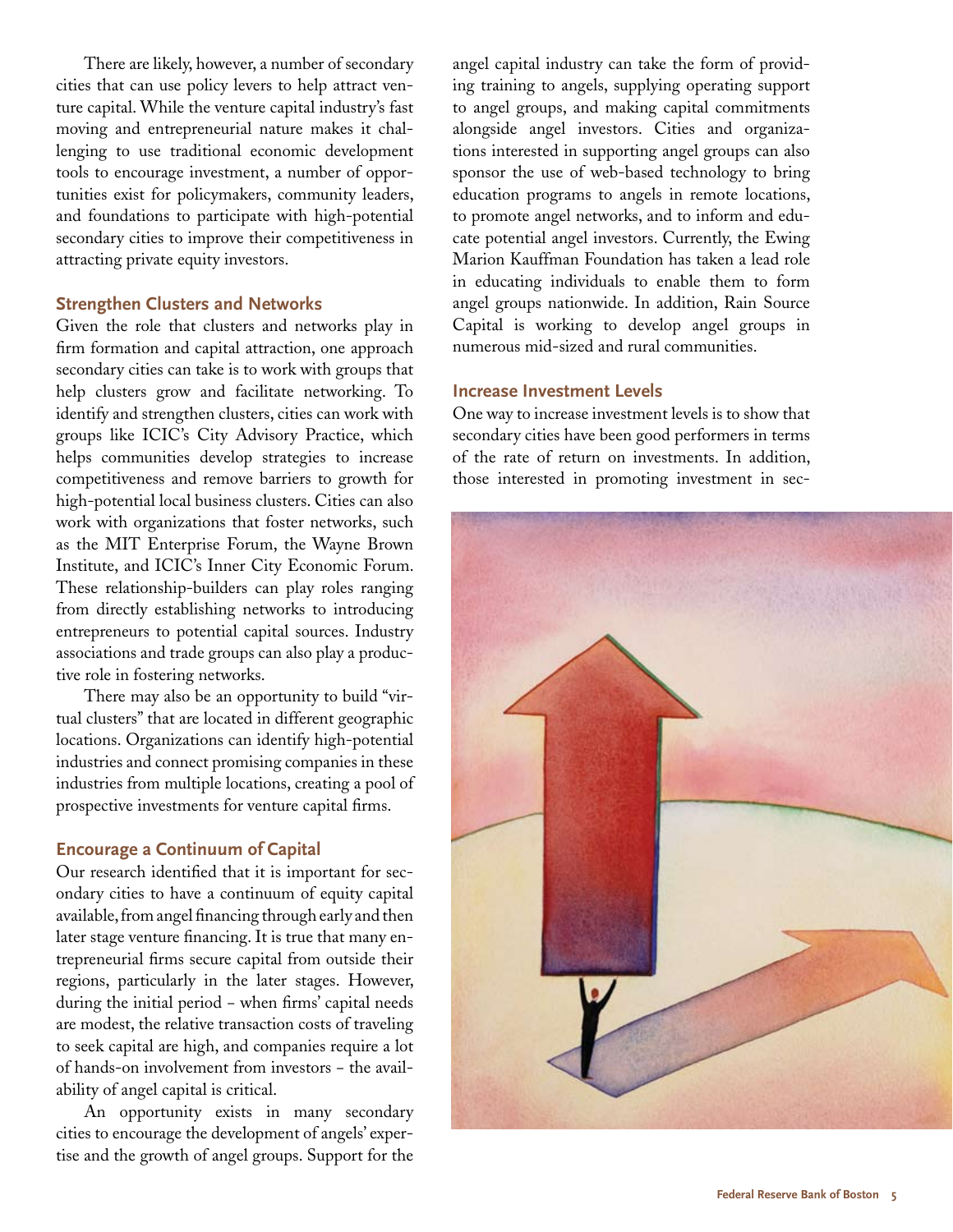There are likely, however, a number of secondary cities that can use policy levers to help attract venture capital. While the venture capital industry's fast moving and entrepreneurial nature makes it challenging to use traditional economic development tools to encourage investment, a number of opportunities exist for policymakers, community leaders, and foundations to participate with high-potential secondary cities to improve their competitiveness in attracting private equity investors.

## Strengthen Clusters and Networks

Given the role that clusters and networks play in firm formation and capital attraction, one approach secondary cities can take is to work with groups that help clusters grow and facilitate networking. To identify and strengthen clusters, cities can work with groups like ICIC's City Advisory Practice, which helps communities develop strategies to increase competitiveness and remove barriers to growth for high-potential local business clusters. Cities can also work with organizations that foster networks, such as the MIT Enterprise Forum, the Wayne Brown Institute, and ICIC's Inner City Economic Forum. These relationship-builders can play roles ranging from directly establishing networks to introducing entrepreneurs to potential capital sources. Industry associations and trade groups can also play a productive role in fostering networks.

There may also be an opportunity to build "virtual clusters" that are located in different geographic locations. Organizations can identify high-potential industries and connect promising companies in these industries from multiple locations, creating a pool of prospective investments for venture capital firms.

## Encourage a Continuum of Capital

Our research identified that it is important for secondary cities to have a continuum of equity capital available, from angel financing through early and then later stage venture financing. It is true that many entrepreneurial firms secure capital from outside their regions, particularly in the later stages. However, during the initial period – when firms' capital needs are modest, the relative transaction costs of traveling to seek capital are high, and companies require a lot of hands-on involvement from investors – the availability of angel capital is critical.

An opportunity exists in many secondary cities to encourage the development of angels' expertise and the growth of angel groups. Support for the angel capital industry can take the form of providing training to angels, supplying operating support to angel groups, and making capital commitments alongside angel investors. Cities and organizations interested in supporting angel groups can also sponsor the use of web-based technology to bring education programs to angels in remote locations, to promote angel networks, and to inform and educate potential angel investors. Currently, the Ewing Marion Kauffman Foundation has taken a lead role in educating individuals to enable them to form angel groups nationwide. In addition, Rain Source Capital is working to develop angel groups in numerous mid-sized and rural communities.

## Increase Investment Levels

One way to increase investment levels is to show that secondary cities have been good performers in terms of the rate of return on investments. In addition, those interested in promoting investment in sec-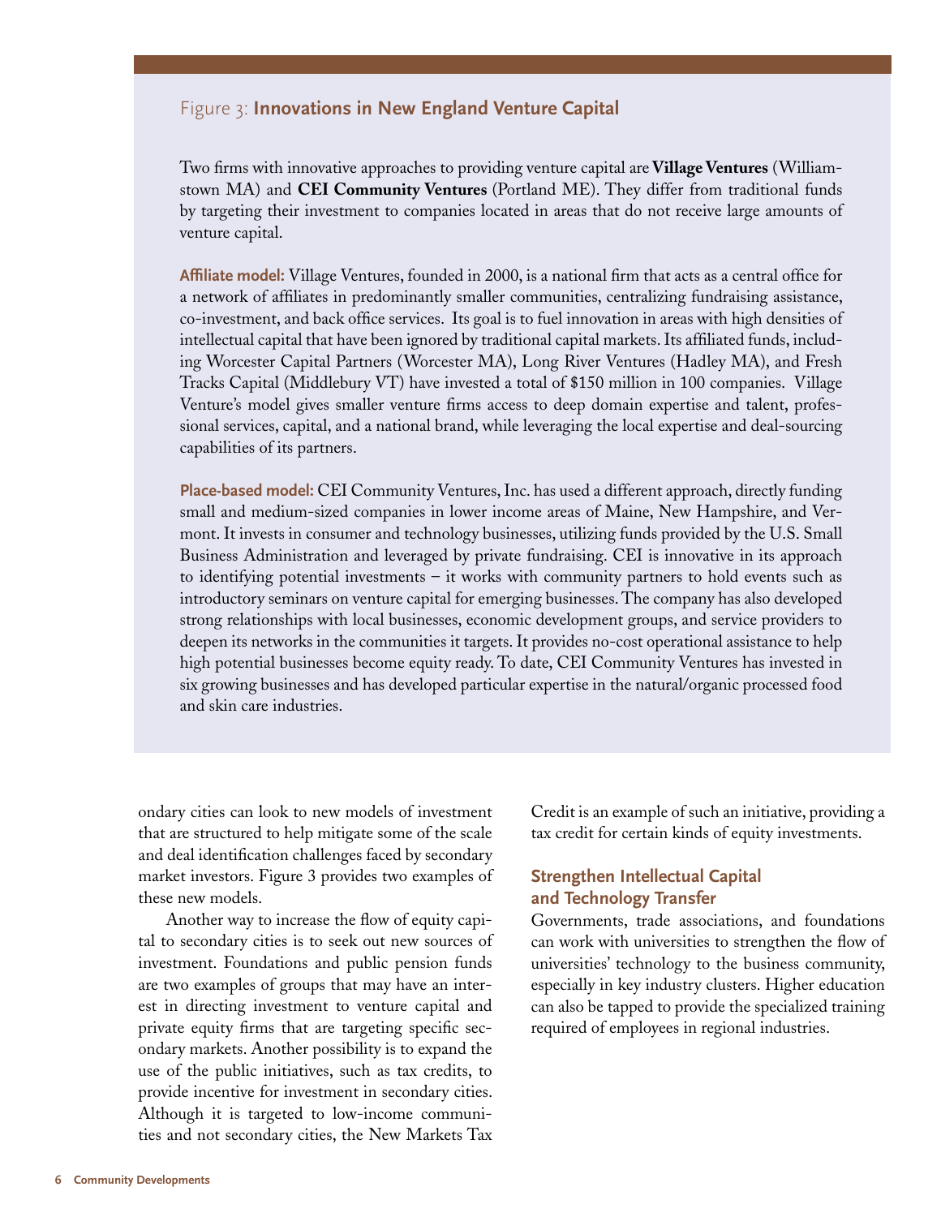## Figure 3: **Innovations in New England Venture Capital**

Two firms with innovative approaches to providing venture capital are **Village Ventures** (Williamstown MA) and **CEI Community Ventures** (Portland ME). They differ from traditional funds by targeting their investment to companies located in areas that do not receive large amounts of venture capital.

**Affiliate model:** Village Ventures, founded in 2000, is a national firm that acts as a central office for a network of affiliates in predominantly smaller communities, centralizing fundraising assistance, co-investment, and back office services. Its goal is to fuel innovation in areas with high densities of intellectual capital that have been ignored by traditional capital markets. Its affiliated funds, including Worcester Capital Partners (Worcester MA), Long River Ventures (Hadley MA), and Fresh Tracks Capital (Middlebury VT) have invested a total of $150 million in 100 companies. Village Venture's model gives smaller venture firms access to deep domain expertise and talent, professional services, capital, and a national brand, while leveraging the local expertise and deal-sourcing capabilities of its partners.

**Place-based model:** CEI Community Ventures, Inc. has used a different approach, directly funding small and medium-sized companies in lower income areas of Maine, New Hampshire, and Vermont. It invests in consumer and technology businesses, utilizing funds provided by the U.S. Small Business Administration and leveraged by private fundraising. CEI is innovative in its approach to identifying potential investments – it works with community partners to hold events such as introductory seminars on venture capital for emerging businesses. The company has also developed strong relationships with local businesses, economic development groups, and service providers to deepen its networks in the communities it targets. It provides no-cost operational assistance to help high potential businesses become equity ready. To date, CEI Community Ventures has invested in six growing businesses and has developed particular expertise in the natural/organic processed food and skin care industries.

ondary cities can look to new models of investment that are structured to help mitigate some of the scale and deal identification challenges faced by secondary market investors. Figure 3 provides two examples of these new models.

Another way to increase the flow of equity capital to secondary cities is to seek out new sources of investment. Foundations and public pension funds are two examples of groups that may have an interest in directing investment to venture capital and private equity firms that are targeting specific secondary markets. Another possibility is to expand the use of the public initiatives, such as tax credits, to provide incentive for investment in secondary cities. Although it is targeted to low-income communities and not secondary cities, the New Markets Tax Credit is an example of such an initiative, providing a tax credit for certain kinds of equity investments.

### Strengthen Intellectual Capital and Technology Transfer

Governments, trade associations, and foundations can work with universities to strengthen the flow of universities' technology to the business community, especially in key industry clusters. Higher education can also be tapped to provide the specialized training required of employees in regional industries.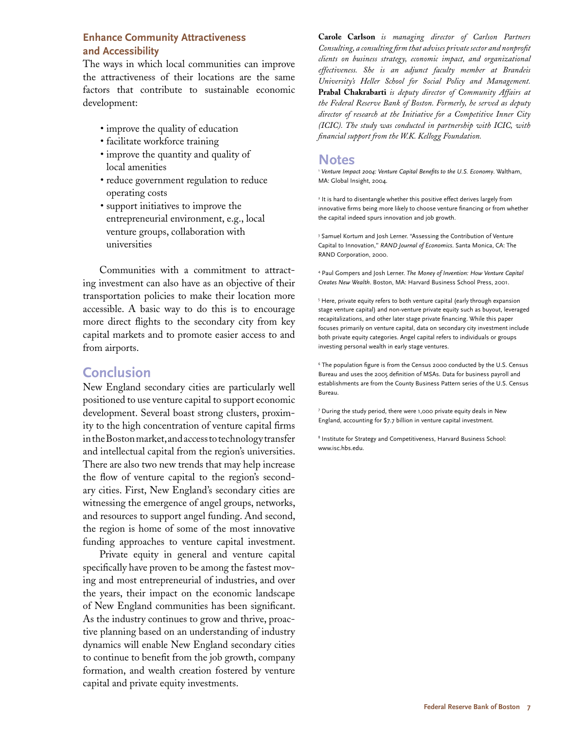## Enhance Community Attractiveness and Accessibility

The ways in which local communities can improve the attractiveness of their locations are the same factors that contribute to sustainable economic development:

- improve the quality of education
- facilitate workforce training
- improve the quantity and quality of local amenities
- reduce government regulation to reduce operating costs
- support initiatives to improve the entrepreneurial environment, e.g., local venture groups, collaboration with universities

Communities with a commitment to attracting investment can also have as an objective of their transportation policies to make their location more accessible. A basic way to do this is to encourage more direct flights to the secondary city from key capital markets and to promote easier access to and from airports.

## Conclusion

New England secondary cities are particularly well positioned to use venture capital to support economic development. Several boast strong clusters, proximity to the high concentration of venture capital firms in the Boston market, and access to technology transfer and intellectual capital from the region's universities. There are also two new trends that may help increase the flow of venture capital to the region's secondary cities. First, New England's secondary cities are witnessing the emergence of angel groups, networks, and resources to support angel funding. And second, the region is home of some of the most innovative funding approaches to venture capital investment.

Private equity in general and venture capital specifically have proven to be among the fastest moving and most entrepreneurial of industries, and over the years, their impact on the economic landscape of New England communities has been significant. As the industry continues to grow and thrive, proactive planning based on an understanding of industry dynamics will enable New England secondary cities to continue to benefit from the job growth, company formation, and wealth creation fostered by venture capital and private equity investments.

**Carole Carlson** *is managing director of Carlson Partners Consulting, a consulting firm that advises private sector and nonprofit clients on business strategy, economic impact, and organizational effectiveness. She is an adjunct faculty member at Brandeis University's Heller School for Social Policy and Management.* **Prabal Chakrabarti** *is deputy director of Community Affairs at the Federal Reserve Bank of Boston. Formerly, he served as deputy director of research at the Initiative for a Competitive Inner City (ICIC). The study was conducted in partnership with ICIC, with financial support from the W.K. Kellogg Foundation.*

## Notes

[1] *Venture Impact 2004: Venture Capital Benefits to the U.S. Economy*. Waltham, MA: Global Insight, 2004.

[2] It is hard to disentangle whether this positive effect derives largely from innovative firms being more likely to choose venture financing or from whether the capital indeed spurs innovation and job growth.

[3] Samuel Kortum and Josh Lerner. "Assessing the Contribution of Venture Capital to Innovation," *RAND Journal of Economics*. Santa Monica, CA: The RAND Corporation, 2000.

[4] Paul Gompers and Josh Lerner. *The Money of Invention: How Venture Capital Creates New Wealth*. Boston, MA: Harvard Business School Press, 2001.

[5] Here, private equity refers to both venture capital (early through expansion stage venture capital) and non-venture private equity such as buyout, leveraged recapitalizations, and other later stage private financing. While this paper focuses primarily on venture capital, data on secondary city investment include both private equity categories. Angel capital refers to individuals or groups investing personal wealth in early stage ventures.

[6] The population figure is from the Census 2000 conducted by the U.S. Census Bureau and uses the 2005 definition of MSAs. Data for business payroll and establishments are from the County Business Pattern series of the U.S. Census Bureau.

[7] During the study period, there were 1,000 private equity deals in New England, accounting for $7.7 billion in venture capital investment.

[8] Institute for Strategy and Competitiveness, Harvard Business School: www.isc.hbs.edu.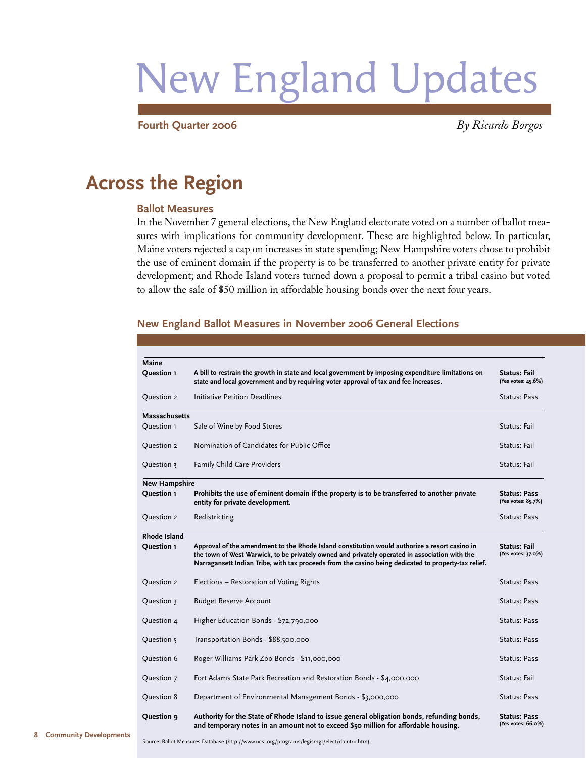# New England Updates

**Fourth Quarter 2006** *By Ricardo Borgos*

## Across the Region

### Ballot Measures

In the November 7 general elections, the New England electorate voted on a number of ballot measures with implications for community development. These are highlighted below. In particular, Maine voters rejected a cap on increases in state spending; New Hampshire voters chose to prohibit the use of eminent domain if the property is to be transferred to another private entity for private development; and Rhode Island voters turned down a proposal to permit a tribal casino but voted to allow the sale of $50 million in affordable housing bonds over the next four years.

### New England Ballot Measures in November 2006 General Elections

| | | |
|---|---|---|
| **Maine** | | |
| **Question 1** | **A bill to restrain the growth in state and local government by imposing expenditure limitations on state and local government and by requiring voter approval of tax and fee increases.** | **Status: Fail** (Yes votes: 45.6%) |
| Question 2 | Initiative Petition Deadlines | Status: Pass |
| **Massachusetts** | | |
| Question 1 | Sale of Wine by Food Stores | Status: Fail |
| Question 2 | Nomination of Candidates for Public Office | Status: Fail |
| Question 3 | Family Child Care Providers | Status: Fail |
| **New Hampshire** | | |
| **Question 1** | **Prohibits the use of eminent domain if the property is to be transferred to another private entity for private development.** | **Status: Pass** (Yes votes: 85.7%) |
| Question 2 | Redistricting | Status: Pass |
| **Rhode Island** | | |
| **Question 1** | **Approval of the amendment to the Rhode Island constitution would authorize a resort casino in the town of West Warwick, to be privately owned and privately operated in association with the Narragansett Indian Tribe, with tax proceeds from the casino being dedicated to property-tax relief.** | **Status: Fail** (Yes votes: 37.0%) |
| Question 2 | Elections – Restoration of Voting Rights | Status: Pass |
| Question 3 | Budget Reserve Account | Status: Pass |
| Question 4 | Higher Education Bonds - $72,790,000 | Status: Pass |
| Question 5 | Transportation Bonds - $88,500,000 | Status: Pass |
| Question 6 | Roger Williams Park Zoo Bonds - $11,000,000 | Status: Pass |
| Question 7 | Fort Adams State Park Recreation and Restoration Bonds - $4,000,000 | Status: Fail |
| Question 8 | Department of Environmental Management Bonds - $3,000,000 | Status: Pass |
| **Question 9** | **Authority for the State of Rhode Island to issue general obligation bonds, refunding bonds, and temporary notes in an amount not to exceed $50 million for affordable housing.** | **Status: Pass** (Yes votes: 66.0%) |

Source: Ballot Measures Database (http://www.ncsl.org/programs/legismgt/elect/dbintro.htm).